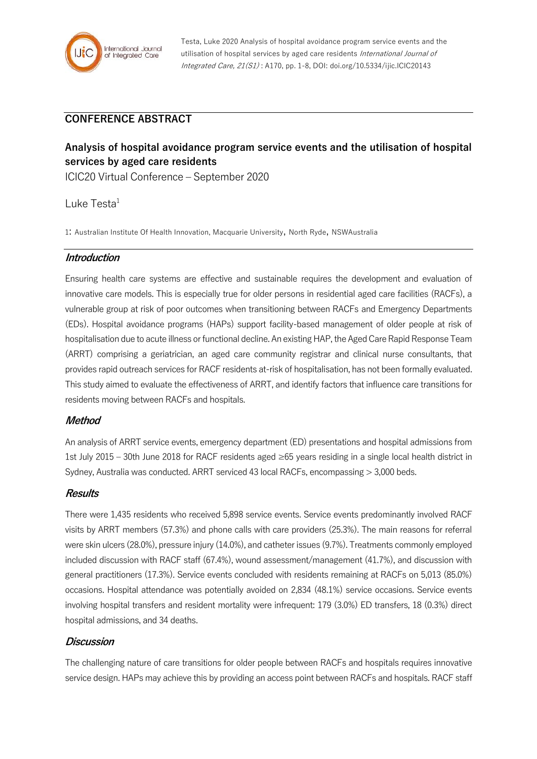## CONFERENCE ABSTRACT

# Analysis of hospital avoidance program service events and the utilisation of hospital services by aged care residents

ICIC20 Virtual Conference – September 2020

Luke Testa[1]

1: Australian Institute Of Health Innovation, Macquarie University, North Ryde, NSWAustralia

### *Introduction*

Ensuring health care systems are effective and sustainable requires the development and evaluation of innovative care models. This is especially true for older persons in residential aged care facilities (RACFs), a vulnerable group at risk of poor outcomes when transitioning between RACFs and Emergency Departments (EDs). Hospital avoidance programs (HAPs) support facility-based management of older people at risk of hospitalisation due to acute illness or functional decline. An existing HAP, the Aged Care Rapid Response Team (ARRT) comprising a geriatrician, an aged care community registrar and clinical nurse consultants, that provides rapid outreach services for RACF residents at-risk of hospitalisation, has not been formally evaluated. This study aimed to evaluate the effectiveness of ARRT, and identify factors that influence care transitions for residents moving between RACFs and hospitals.

### *Method*

An analysis of ARRT service events, emergency department (ED) presentations and hospital admissions from 1st July 2015 – 30th June 2018 for RACF residents aged ≥65 years residing in a single local health district in Sydney, Australia was conducted. ARRT serviced 43 local RACFs, encompassing > 3,000 beds.

### *Results*

There were 1,435 residents who received 5,898 service events. Service events predominantly involved RACF visits by ARRT members (57.3%) and phone calls with care providers (25.3%). The main reasons for referral were skin ulcers (28.0%), pressure injury (14.0%), and catheter issues (9.7%). Treatments commonly employed included discussion with RACF staff (67.4%), wound assessment/management (41.7%), and discussion with general practitioners (17.3%). Service events concluded with residents remaining at RACFs on 5,013 (85.0%) occasions. Hospital attendance was potentially avoided on 2,834 (48.1%) service occasions. Service events involving hospital transfers and resident mortality were infrequent: 179 (3.0%) ED transfers, 18 (0.3%) direct hospital admissions, and 34 deaths.

### *Discussion*

The challenging nature of care transitions for older people between RACFs and hospitals requires innovative service design. HAPs may achieve this by providing an access point between RACFs and hospitals. RACF staff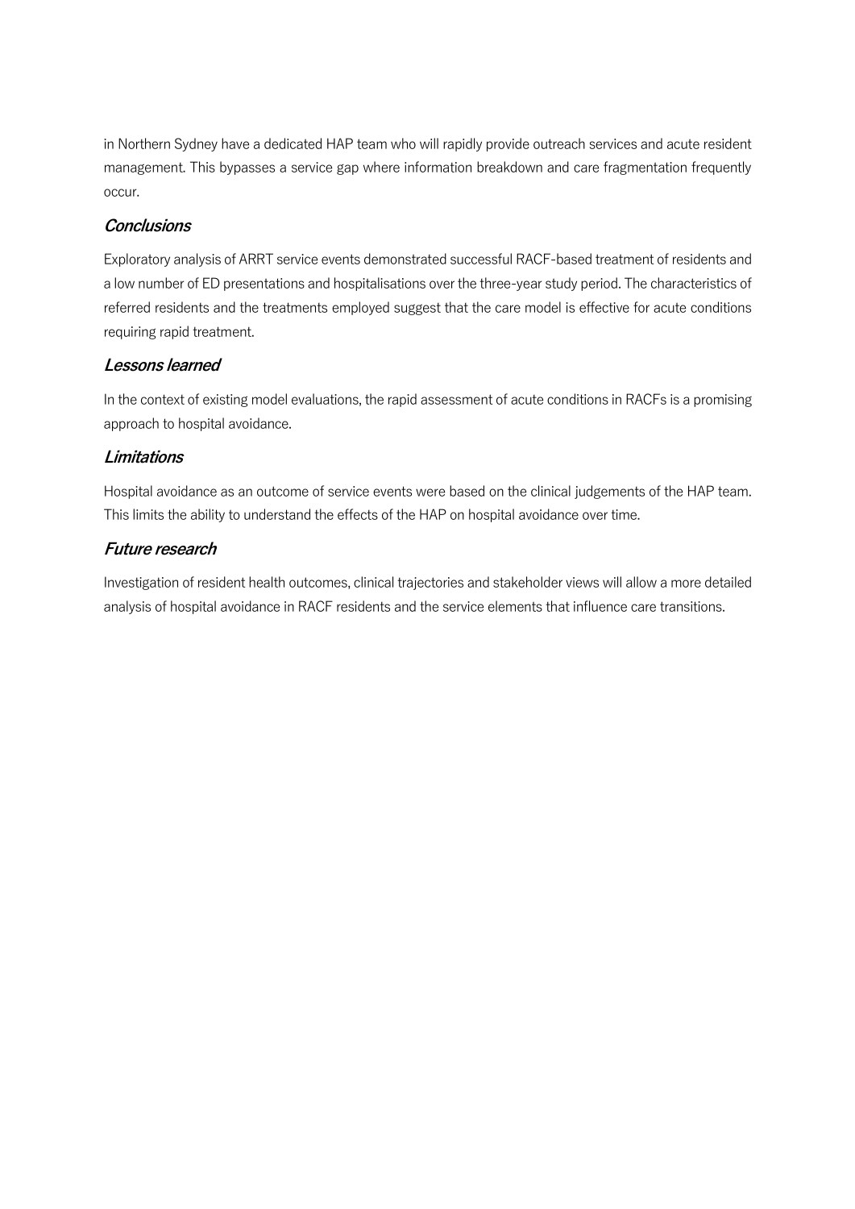in Northern Sydney have a dedicated HAP team who will rapidly provide outreach services and acute resident management. This bypasses a service gap where information breakdown and care fragmentation frequently occur.

### *Conclusions*

Exploratory analysis of ARRT service events demonstrated successful RACF-based treatment of residents and a low number of ED presentations and hospitalisations over the three-year study period. The characteristics of referred residents and the treatments employed suggest that the care model is effective for acute conditions requiring rapid treatment.

### *Lessons learned*

In the context of existing model evaluations, the rapid assessment of acute conditions in RACFs is a promising approach to hospital avoidance.

### *Limitations*

Hospital avoidance as an outcome of service events were based on the clinical judgements of the HAP team. This limits the ability to understand the effects of the HAP on hospital avoidance over time.

### *Future research*

Investigation of resident health outcomes, clinical trajectories and stakeholder views will allow a more detailed analysis of hospital avoidance in RACF residents and the service elements that influence care transitions.